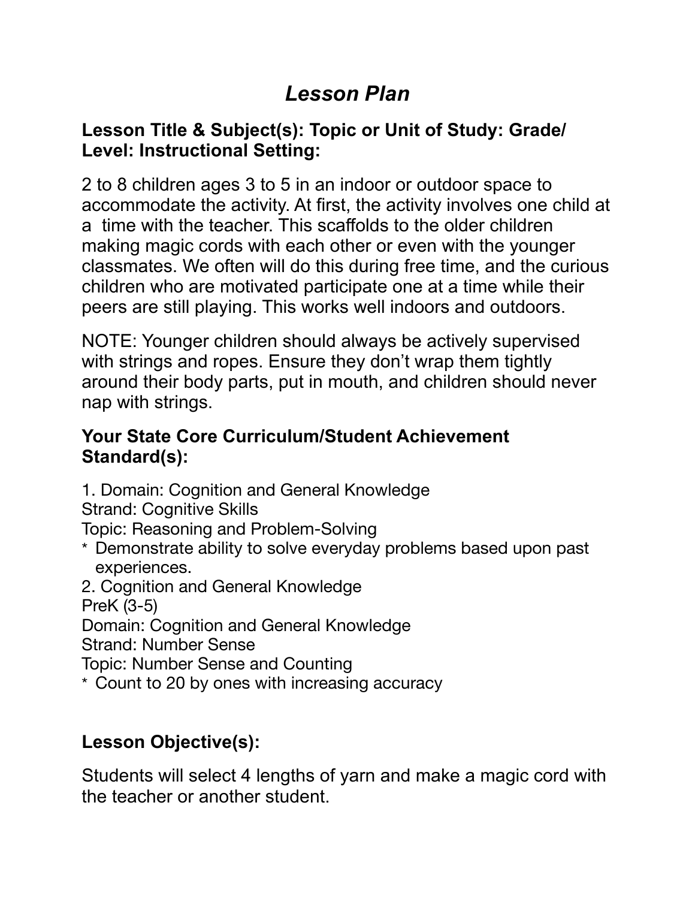# *Lesson Plan*

## Lesson Title & Subject(s): Topic or Unit of Study: Grade/ Level: Instructional Setting:

2 to 8 children ages 3 to 5 in an indoor or outdoor space to accommodate the activity. At first, the activity involves one child at a time with the teacher. This scaffolds to the older children making magic cords with each other or even with the younger classmates. We often will do this during free time, and the curious children who are motivated participate one at a time while their peers are still playing. This works well indoors and outdoors.

NOTE: Younger children should always be actively supervised with strings and ropes. Ensure they don't wrap them tightly around their body parts, put in mouth, and children should never nap with strings.

## Your State Core Curriculum/Student Achievement Standard(s):

1. Domain: Cognition and General Knowledge
Strand: Cognitive Skills
Topic: Reasoning and Problem-Solving
* Demonstrate ability to solve everyday problems based upon past experiences.

2. Cognition and General Knowledge
PreK (3-5)
Domain: Cognition and General Knowledge
Strand: Number Sense
Topic: Number Sense and Counting
* Count to 20 by ones with increasing accuracy

## Lesson Objective(s):

Students will select 4 lengths of yarn and make a magic cord with the teacher or another student.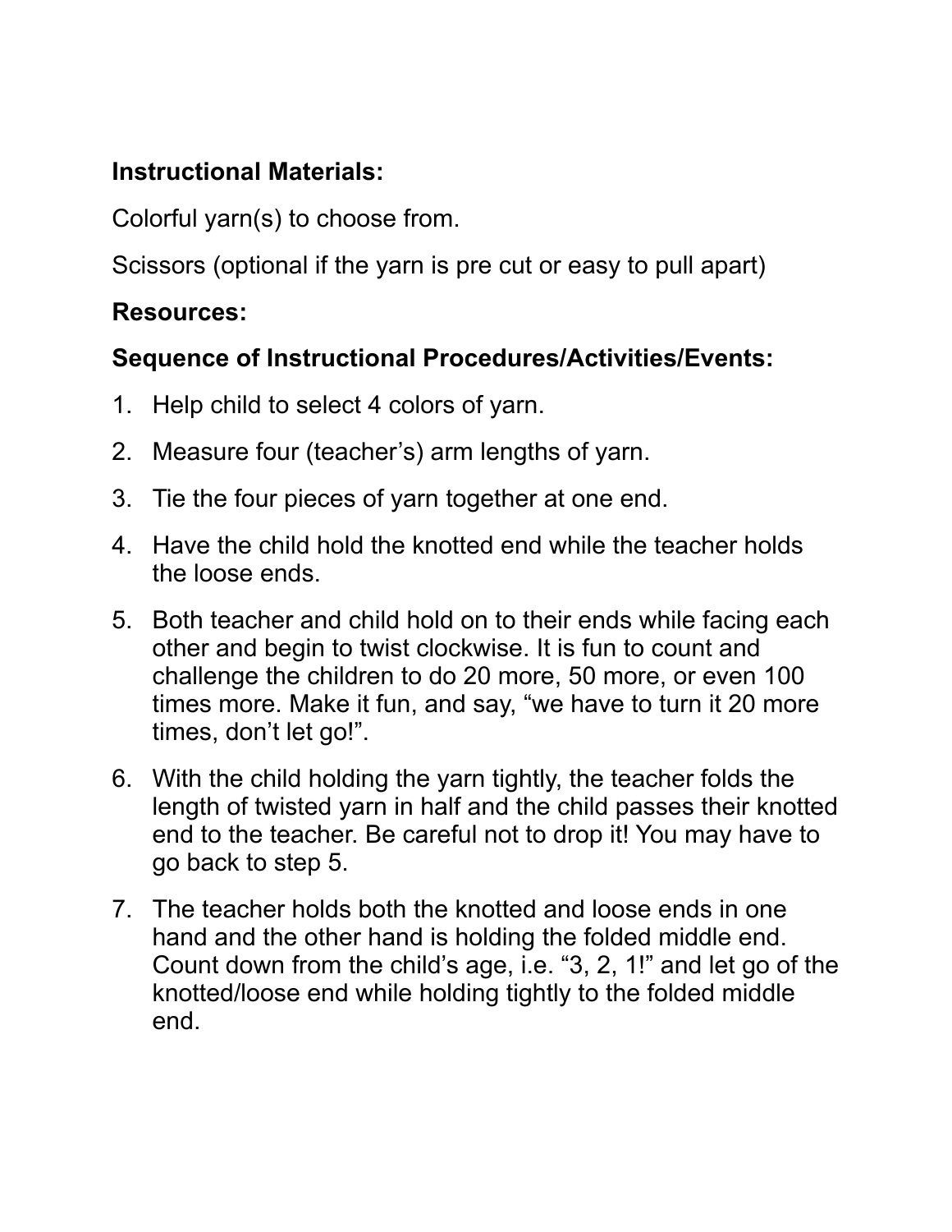**Instructional Materials:**

Colorful yarn(s) to choose from.

Scissors (optional if the yarn is pre cut or easy to pull apart)

**Resources:**

**Sequence of Instructional Procedures/Activities/Events:**

1. Help child to select 4 colors of yarn.
2. Measure four (teacher's) arm lengths of yarn.
3. Tie the four pieces of yarn together at one end.
4. Have the child hold the knotted end while the teacher holds the loose ends.
5. Both teacher and child hold on to their ends while facing each other and begin to twist clockwise. It is fun to count and challenge the children to do 20 more, 50 more, or even 100 times more. Make it fun, and say, "we have to turn it 20 more times, don't let go!".
6. With the child holding the yarn tightly, the teacher folds the length of twisted yarn in half and the child passes their knotted end to the teacher. Be careful not to drop it! You may have to go back to step 5.
7. The teacher holds both the knotted and loose ends in one hand and the other hand is holding the folded middle end. Count down from the child's age, i.e. "3, 2, 1!" and let go of the knotted/loose end while holding tightly to the folded middle end.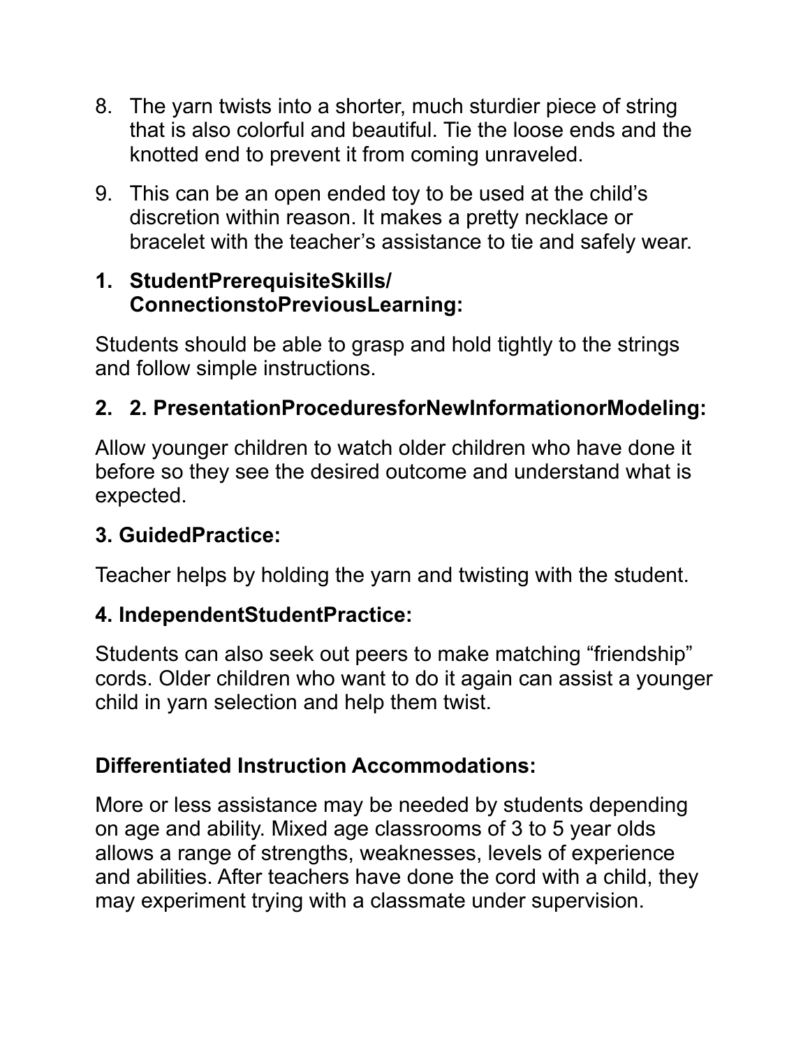8. The yarn twists into a shorter, much sturdier piece of string that is also colorful and beautiful. Tie the loose ends and the knotted end to prevent it from coming unraveled.
9. This can be an open ended toy to be used at the child's discretion within reason. It makes a pretty necklace or bracelet with the teacher's assistance to tie and safely wear.

**1. StudentPrerequisiteSkills/ ConnectionstoPreviousLearning:**

Students should be able to grasp and hold tightly to the strings and follow simple instructions.

**2. 2. PresentationProceduresforNewInformationorModeling:**

Allow younger children to watch older children who have done it before so they see the desired outcome and understand what is expected.

**3. GuidedPractice:**

Teacher helps by holding the yarn and twisting with the student.

**4. IndependentStudentPractice:**

Students can also seek out peers to make matching "friendship" cords. Older children who want to do it again can assist a younger child in yarn selection and help them twist.

**Differentiated Instruction Accommodations:**

More or less assistance may be needed by students depending on age and ability. Mixed age classrooms of 3 to 5 year olds allows a range of strengths, weaknesses, levels of experience and abilities. After teachers have done the cord with a child, they may experiment trying with a classmate under supervision.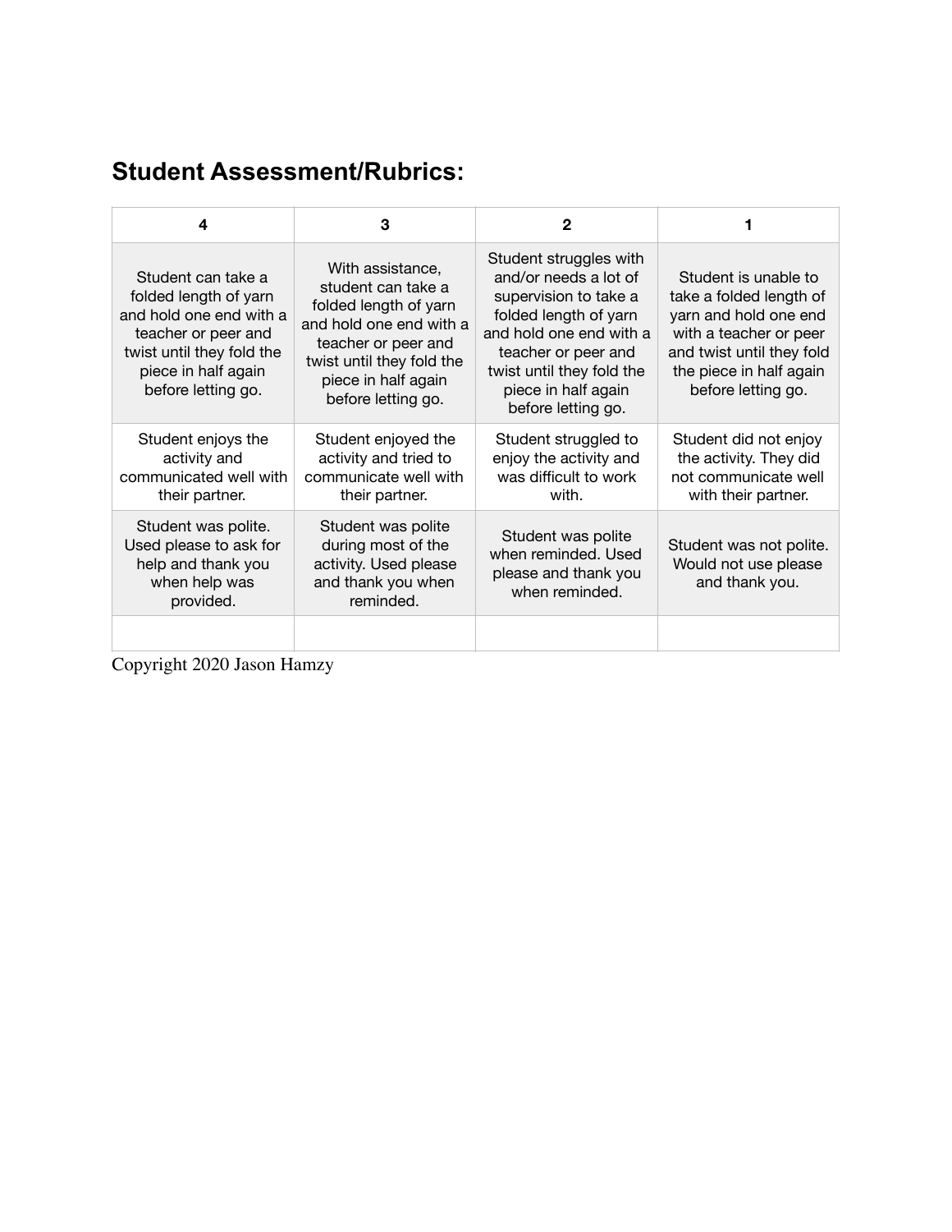## Student Assessment/Rubrics:

| 4 | 3 | 2 | 1 |
|---|---|---|---|
| Student can take a folded length of yarn and hold one end with a teacher or peer and twist until they fold the piece in half again before letting go. | With assistance, student can take a folded length of yarn and hold one end with a teacher or peer and twist until they fold the piece in half again before letting go. | Student struggles with and/or needs a lot of supervision to take a folded length of yarn and hold one end with a teacher or peer and twist until they fold the piece in half again before letting go. | Student is unable to take a folded length of yarn and hold one end with a teacher or peer and twist until they fold the piece in half again before letting go. |
| Student enjoys the activity and communicated well with their partner. | Student enjoyed the activity and tried to communicate well with their partner. | Student struggled to enjoy the activity and was difficult to work with. | Student did not enjoy the activity. They did not communicate well with their partner. |
| Student was polite. Used please to ask for help and thank you when help was provided. | Student was polite during most of the activity. Used please and thank you when reminded. | Student was polite when reminded. Used please and thank you when reminded. | Student was not polite. Would not use please and thank you. |
| | | | |

Copyright 2020 Jason Hamzy